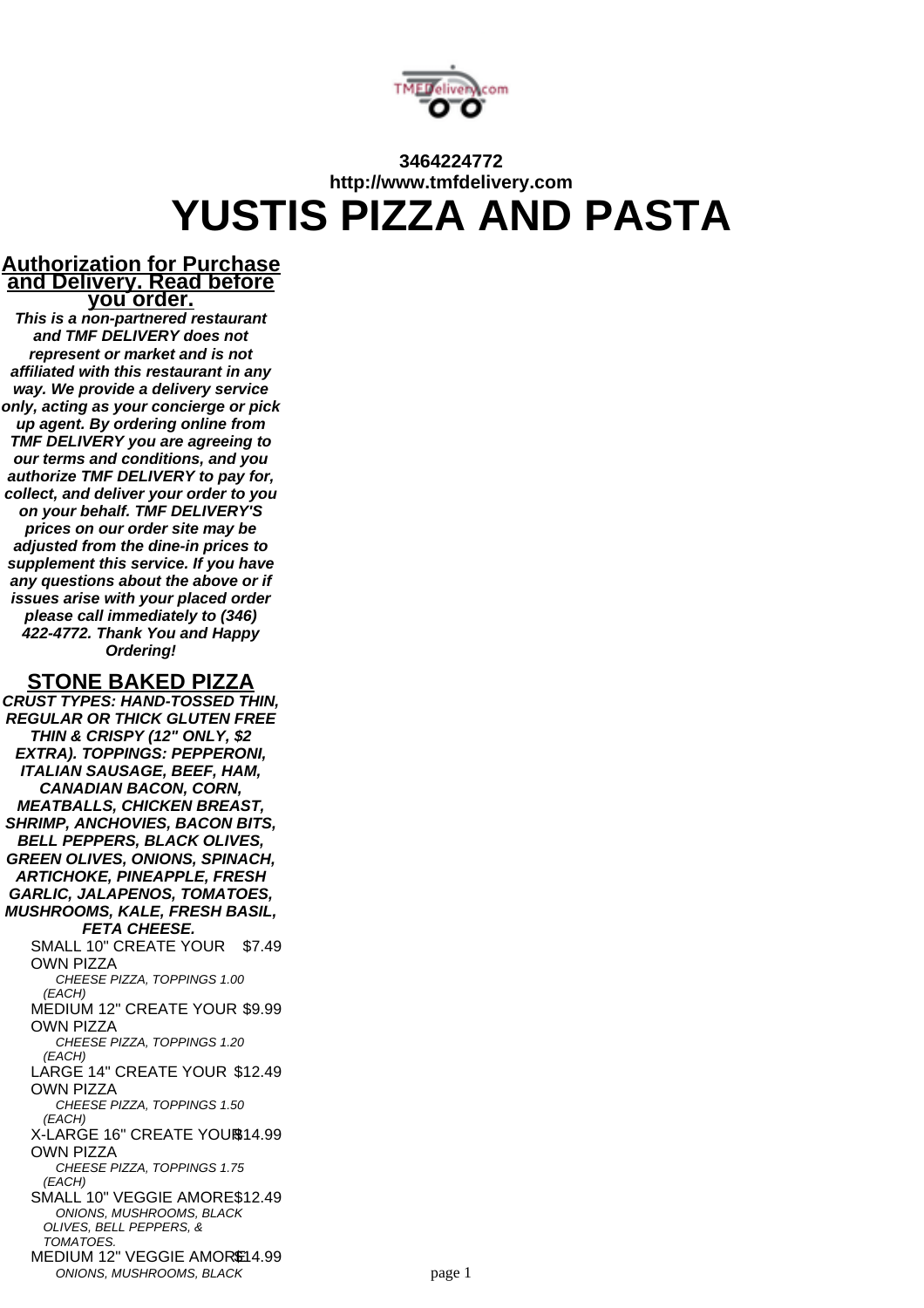3464224772
http://www.tmfdelivery.com

# YUSTIS PIZZA AND PASTA

## Authorization for Purchase and Delivery. Read before you order.

***This is a non-partnered restaurant and TMF DELIVERY does not represent or market and is not affiliated with this restaurant in any way. We provide a delivery service only, acting as your concierge or pick up agent. By ordering online from TMF DELIVERY you are agreeing to our terms and conditions, and you authorize TMF DELIVERY to pay for, collect, and deliver your order to you on your behalf. TMF DELIVERY'S prices on our order site may be adjusted from the dine-in prices to supplement this service. If you have any questions about the above or if issues arise with your placed order please call immediately to (346) 422-4772. Thank You and Happy Ordering!***

## STONE BAKED PIZZA

***CRUST TYPES: HAND-TOSSED THIN, REGULAR OR THICK GLUTEN FREE THIN & CRISPY (12" ONLY, $2 EXTRA). TOPPINGS: PEPPERONI, ITALIAN SAUSAGE, BEEF, HAM, CANADIAN BACON, CORN, MEATBALLS, CHICKEN BREAST, SHRIMP, ANCHOVIES, BACON BITS, BELL PEPPERS, BLACK OLIVES, GREEN OLIVES, ONIONS, SPINACH, ARTICHOKE, PINEAPPLE, FRESH GARLIC, JALAPENOS, TOMATOES, MUSHROOMS, KALE, FRESH BASIL, FETA CHEESE.***

SMALL 10" CREATE YOUR OWN PIZZA — $7.49
*CHEESE PIZZA, TOPPINGS 1.00 (EACH)*

MEDIUM 12" CREATE YOUR OWN PIZZA — $9.99
*CHEESE PIZZA, TOPPINGS 1.20 (EACH)*

LARGE 14" CREATE YOUR OWN PIZZA — $12.49
*CHEESE PIZZA, TOPPINGS 1.50 (EACH)*

X-LARGE 16" CREATE YOUR OWN PIZZA — $14.99
*CHEESE PIZZA, TOPPINGS 1.75 (EACH)*

SMALL 10" VEGGIE AMORE — $12.49
*ONIONS, MUSHROOMS, BLACK OLIVES, BELL PEPPERS, & TOMATOES.*

MEDIUM 12" VEGGIE AMORE — $14.99
*ONIONS, MUSHROOMS, BLACK*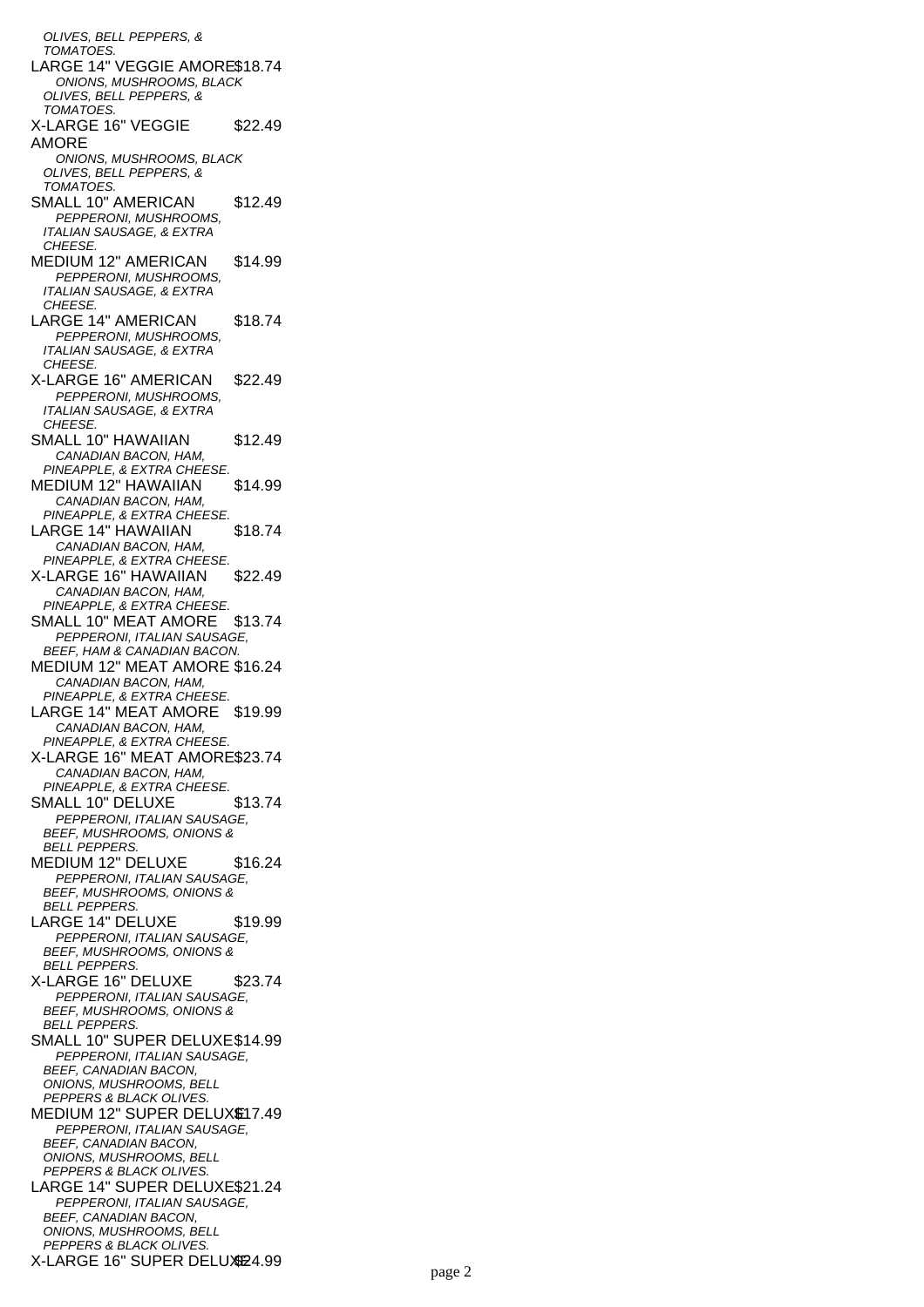*OLIVES, BELL PEPPERS, & TOMATOES.*

LARGE 14" VEGGIE AMORE $18.74

*ONIONS, MUSHROOMS, BLACK OLIVES, BELL PEPPERS, & TOMATOES.*

X-LARGE 16" VEGGIE AMORE $22.49

*ONIONS, MUSHROOMS, BLACK OLIVES, BELL PEPPERS, & TOMATOES.*

SMALL 10" AMERICAN $12.49

*PEPPERONI, MUSHROOMS, ITALIAN SAUSAGE, & EXTRA CHEESE.*

MEDIUM 12" AMERICAN $14.99

*PEPPERONI, MUSHROOMS, ITALIAN SAUSAGE, & EXTRA CHEESE.*

LARGE 14" AMERICAN $18.74

*PEPPERONI, MUSHROOMS, ITALIAN SAUSAGE, & EXTRA CHEESE.*

X-LARGE 16" AMERICAN $22.49

*PEPPERONI, MUSHROOMS, ITALIAN SAUSAGE, & EXTRA CHEESE.*

SMALL 10" HAWAIIAN $12.49

*CANADIAN BACON, HAM, PINEAPPLE, & EXTRA CHEESE.*

MEDIUM 12" HAWAIIAN $14.99

*CANADIAN BACON, HAM, PINEAPPLE, & EXTRA CHEESE.*

LARGE 14" HAWAIIAN $18.74

*CANADIAN BACON, HAM, PINEAPPLE, & EXTRA CHEESE.*

X-LARGE 16" HAWAIIAN $22.49

*CANADIAN BACON, HAM, PINEAPPLE, & EXTRA CHEESE.*

SMALL 10" MEAT AMORE $13.74

*PEPPERONI, ITALIAN SAUSAGE, BEEF, HAM & CANADIAN BACON.*

MEDIUM 12" MEAT AMORE $16.24

*CANADIAN BACON, HAM, PINEAPPLE, & EXTRA CHEESE.*

LARGE 14" MEAT AMORE $19.99

*CANADIAN BACON, HAM, PINEAPPLE, & EXTRA CHEESE.*

X-LARGE 16" MEAT AMORE $23.74

*CANADIAN BACON, HAM, PINEAPPLE, & EXTRA CHEESE.*

SMALL 10" DELUXE $13.74

*PEPPERONI, ITALIAN SAUSAGE, BEEF, MUSHROOMS, ONIONS & BELL PEPPERS.*

MEDIUM 12" DELUXE $16.24

*PEPPERONI, ITALIAN SAUSAGE, BEEF, MUSHROOMS, ONIONS & BELL PEPPERS.*

LARGE 14" DELUXE $19.99

*PEPPERONI, ITALIAN SAUSAGE, BEEF, MUSHROOMS, ONIONS & BELL PEPPERS.*

X-LARGE 16" DELUXE $23.74

*PEPPERONI, ITALIAN SAUSAGE, BEEF, MUSHROOMS, ONIONS & BELL PEPPERS.*

SMALL 10" SUPER DELUXE $14.99

*PEPPERONI, ITALIAN SAUSAGE, BEEF, CANADIAN BACON, ONIONS, MUSHROOMS, BELL PEPPERS & BLACK OLIVES.*

MEDIUM 12" SUPER DELUXE $17.49

*PEPPERONI, ITALIAN SAUSAGE, BEEF, CANADIAN BACON, ONIONS, MUSHROOMS, BELL PEPPERS & BLACK OLIVES.*

LARGE 14" SUPER DELUXE $21.24

*PEPPERONI, ITALIAN SAUSAGE, BEEF, CANADIAN BACON, ONIONS, MUSHROOMS, BELL PEPPERS & BLACK OLIVES.*

X-LARGE 16" SUPER DELUXE $24.99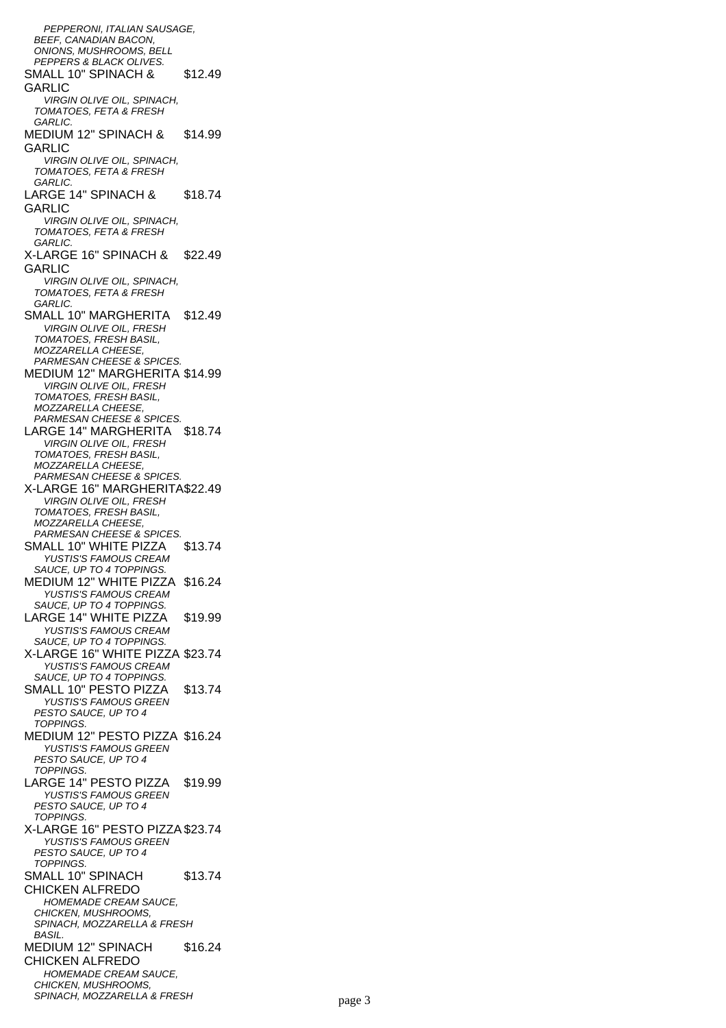*PEPPERONI, ITALIAN SAUSAGE, BEEF, CANADIAN BACON, ONIONS, MUSHROOMS, BELL PEPPERS & BLACK OLIVES.*

SMALL 10" SPINACH & GARLIC $12.49

*VIRGIN OLIVE OIL, SPINACH, TOMATOES, FETA & FRESH GARLIC.*

MEDIUM 12" SPINACH & GARLIC $14.99

*VIRGIN OLIVE OIL, SPINACH, TOMATOES, FETA & FRESH GARLIC.*

LARGE 14" SPINACH & GARLIC $18.74

*VIRGIN OLIVE OIL, SPINACH, TOMATOES, FETA & FRESH GARLIC.*

X-LARGE 16" SPINACH & GARLIC $22.49

*VIRGIN OLIVE OIL, SPINACH, TOMATOES, FETA & FRESH GARLIC.*

SMALL 10" MARGHERITA $12.49

*VIRGIN OLIVE OIL, FRESH TOMATOES, FRESH BASIL, MOZZARELLA CHEESE, PARMESAN CHEESE & SPICES.*

MEDIUM 12" MARGHERITA $14.99

*VIRGIN OLIVE OIL, FRESH TOMATOES, FRESH BASIL, MOZZARELLA CHEESE, PARMESAN CHEESE & SPICES.*

LARGE 14" MARGHERITA $18.74

*VIRGIN OLIVE OIL, FRESH TOMATOES, FRESH BASIL, MOZZARELLA CHEESE, PARMESAN CHEESE & SPICES.*

X-LARGE 16" MARGHERITA $22.49

*VIRGIN OLIVE OIL, FRESH TOMATOES, FRESH BASIL, MOZZARELLA CHEESE, PARMESAN CHEESE & SPICES.*

SMALL 10" WHITE PIZZA $13.74

*YUSTIS'S FAMOUS CREAM SAUCE, UP TO 4 TOPPINGS.*

MEDIUM 12" WHITE PIZZA $16.24

*YUSTIS'S FAMOUS CREAM SAUCE, UP TO 4 TOPPINGS.*

LARGE 14" WHITE PIZZA $19.99

*YUSTIS'S FAMOUS CREAM SAUCE, UP TO 4 TOPPINGS.*

X-LARGE 16" WHITE PIZZA $23.74

*YUSTIS'S FAMOUS CREAM SAUCE, UP TO 4 TOPPINGS.*

SMALL 10" PESTO PIZZA $13.74

*YUSTIS'S FAMOUS GREEN PESTO SAUCE, UP TO 4 TOPPINGS.*

MEDIUM 12" PESTO PIZZA $16.24

*YUSTIS'S FAMOUS GREEN PESTO SAUCE, UP TO 4 TOPPINGS.*

LARGE 14" PESTO PIZZA $19.99

*YUSTIS'S FAMOUS GREEN PESTO SAUCE, UP TO 4 TOPPINGS.*

X-LARGE 16" PESTO PIZZA $23.74

*YUSTIS'S FAMOUS GREEN PESTO SAUCE, UP TO 4 TOPPINGS.*

SMALL 10" SPINACH CHICKEN ALFREDO $13.74

*HOMEMADE CREAM SAUCE, CHICKEN, MUSHROOMS, SPINACH, MOZZARELLA & FRESH BASIL.*

MEDIUM 12" SPINACH CHICKEN ALFREDO $16.24

*HOMEMADE CREAM SAUCE, CHICKEN, MUSHROOMS, SPINACH, MOZZARELLA & FRESH*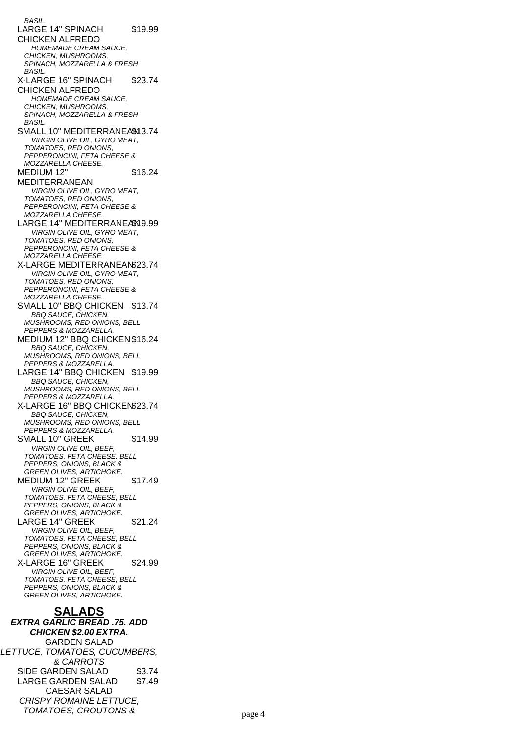*BASIL.*

LARGE 14" SPINACH CHICKEN ALFREDO $19.99

*HOMEMADE CREAM SAUCE, CHICKEN, MUSHROOMS, SPINACH, MOZZARELLA & FRESH BASIL.*

X-LARGE 16" SPINACH CHICKEN ALFREDO $23.74

*HOMEMADE CREAM SAUCE, CHICKEN, MUSHROOMS, SPINACH, MOZZARELLA & FRESH BASIL.*

SMALL 10" MEDITERRANEAN $13.74

*VIRGIN OLIVE OIL, GYRO MEAT, TOMATOES, RED ONIONS, PEPPERONCINI, FETA CHEESE & MOZZARELLA CHEESE.*

MEDIUM 12" MEDITERRANEAN $16.24

*VIRGIN OLIVE OIL, GYRO MEAT, TOMATOES, RED ONIONS, PEPPERONCINI, FETA CHEESE & MOZZARELLA CHEESE.*

LARGE 14" MEDITERRANEAN $19.99

*VIRGIN OLIVE OIL, GYRO MEAT, TOMATOES, RED ONIONS, PEPPERONCINI, FETA CHEESE & MOZZARELLA CHEESE.*

X-LARGE MEDITERRANEAN $23.74

*VIRGIN OLIVE OIL, GYRO MEAT, TOMATOES, RED ONIONS, PEPPERONCINI, FETA CHEESE & MOZZARELLA CHEESE.*

SMALL 10" BBQ CHICKEN $13.74

*BBQ SAUCE, CHICKEN, MUSHROOMS, RED ONIONS, BELL PEPPERS & MOZZARELLA.*

MEDIUM 12" BBQ CHICKEN $16.24

*BBQ SAUCE, CHICKEN, MUSHROOMS, RED ONIONS, BELL PEPPERS & MOZZARELLA.*

LARGE 14" BBQ CHICKEN $19.99

*BBQ SAUCE, CHICKEN, MUSHROOMS, RED ONIONS, BELL PEPPERS & MOZZARELLA.*

X-LARGE 16" BBQ CHICKEN $23.74

*BBQ SAUCE, CHICKEN, MUSHROOMS, RED ONIONS, BELL PEPPERS & MOZZARELLA.*

SMALL 10" GREEK $14.99

*VIRGIN OLIVE OIL, BEEF, TOMATOES, FETA CHEESE, BELL PEPPERS, ONIONS, BLACK & GREEN OLIVES, ARTICHOKE.*

MEDIUM 12" GREEK $17.49

*VIRGIN OLIVE OIL, BEEF, TOMATOES, FETA CHEESE, BELL PEPPERS, ONIONS, BLACK & GREEN OLIVES, ARTICHOKE.*

LARGE 14" GREEK $21.24

*VIRGIN OLIVE OIL, BEEF, TOMATOES, FETA CHEESE, BELL PEPPERS, ONIONS, BLACK & GREEN OLIVES, ARTICHOKE.*

X-LARGE 16" GREEK $24.99

*VIRGIN OLIVE OIL, BEEF, TOMATOES, FETA CHEESE, BELL PEPPERS, ONIONS, BLACK & GREEN OLIVES, ARTICHOKE.*

## SALADS

***EXTRA GARLIC BREAD .75. ADD CHICKEN $2.00 EXTRA.***

GARDEN SALAD

*LETTUCE, TOMATOES, CUCUMBERS, & CARROTS*

SIDE GARDEN SALAD $3.74

LARGE GARDEN SALAD $7.49

CAESAR SALAD

*CRISPY ROMAINE LETTUCE, TOMATOES, CROUTONS &*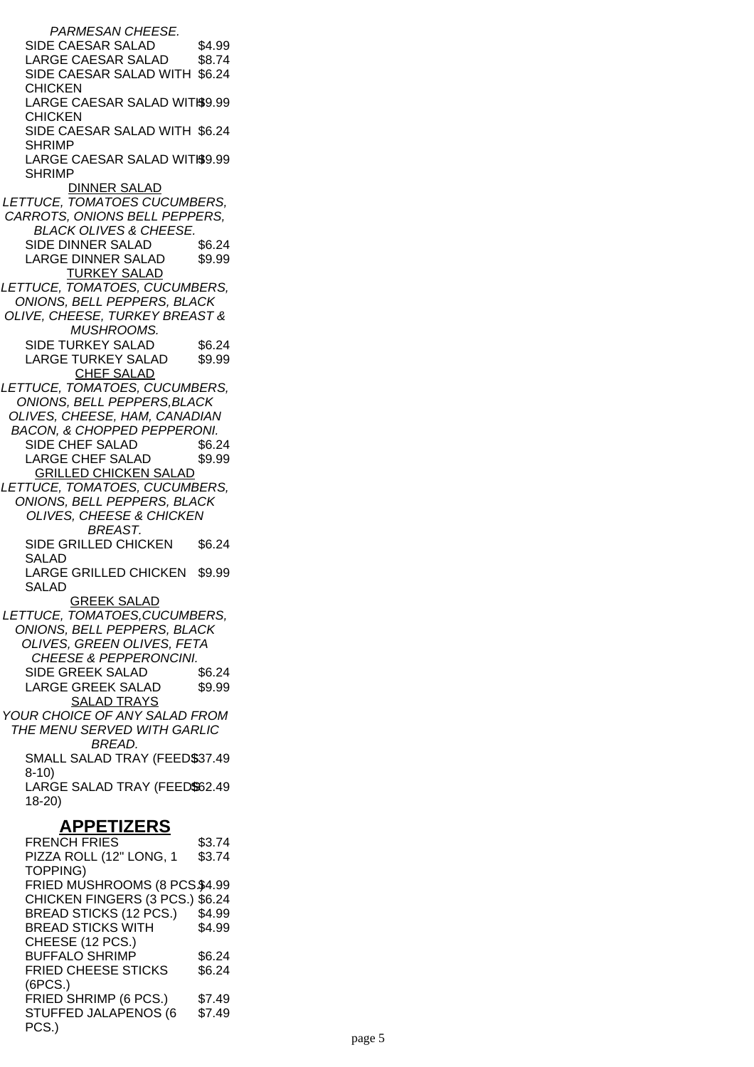*PARMESAN CHEESE.*

| | |
|---|---|
| SIDE CAESAR SALAD | $4.99 |
| LARGE CAESAR SALAD | $8.74 |
| SIDE CAESAR SALAD WITH CHICKEN | $6.24 |
| LARGE CAESAR SALAD WITH CHICKEN | $9.99 |
| SIDE CAESAR SALAD WITH SHRIMP | $6.24 |
| LARGE CAESAR SALAD WITH SHRIMP | $9.99 |

DINNER SALAD

*LETTUCE, TOMATOES CUCUMBERS, CARROTS, ONIONS BELL PEPPERS, BLACK OLIVES & CHEESE.*

| | |
|---|---|
| SIDE DINNER SALAD | $6.24 |
| LARGE DINNER SALAD | $9.99 |

TURKEY SALAD

*LETTUCE, TOMATOES, CUCUMBERS, ONIONS, BELL PEPPERS, BLACK OLIVE, CHEESE, TURKEY BREAST & MUSHROOMS.*

| | |
|---|---|
| SIDE TURKEY SALAD | $6.24 |
| LARGE TURKEY SALAD | $9.99 |

CHEF SALAD

*LETTUCE, TOMATOES, CUCUMBERS, ONIONS, BELL PEPPERS,BLACK OLIVES, CHEESE, HAM, CANADIAN BACON, & CHOPPED PEPPERONI.*

| | |
|---|---|
| SIDE CHEF SALAD | $6.24 |
| LARGE CHEF SALAD | $9.99 |

GRILLED CHICKEN SALAD

*LETTUCE, TOMATOES, CUCUMBERS, ONIONS, BELL PEPPERS, BLACK OLIVES, CHEESE & CHICKEN BREAST.*

| | |
|---|---|
| SIDE GRILLED CHICKEN SALAD | $6.24 |
| LARGE GRILLED CHICKEN SALAD | $9.99 |

GREEK SALAD

*LETTUCE, TOMATOES,CUCUMBERS, ONIONS, BELL PEPPERS, BLACK OLIVES, GREEN OLIVES, FETA CHEESE & PEPPERONCINI.*

| | |
|---|---|
| SIDE GREEK SALAD | $6.24 |
| LARGE GREEK SALAD | $9.99 |

SALAD TRAYS

*YOUR CHOICE OF ANY SALAD FROM THE MENU SERVED WITH GARLIC BREAD.*

| | |
|---|---|
| SMALL SALAD TRAY (FEEDS 8-10) | $37.49 |
| LARGE SALAD TRAY (FEEDS 18-20) | $62.49 |

## APPETIZERS

| | |
|---|---|
| FRENCH FRIES | $3.74 |
| PIZZA ROLL (12" LONG, 1 TOPPING) | $3.74 |
| FRIED MUSHROOMS (8 PCS.) | $4.99 |
| CHICKEN FINGERS (3 PCS.) | $6.24 |
| BREAD STICKS (12 PCS.) | $4.99 |
| BREAD STICKS WITH CHEESE (12 PCS.) | $4.99 |
| BUFFALO SHRIMP | $6.24 |
| FRIED CHEESE STICKS (6PCS.) | $6.24 |
| FRIED SHRIMP (6 PCS.) | $7.49 |
| STUFFED JALAPENOS (6 PCS.) | $7.49 |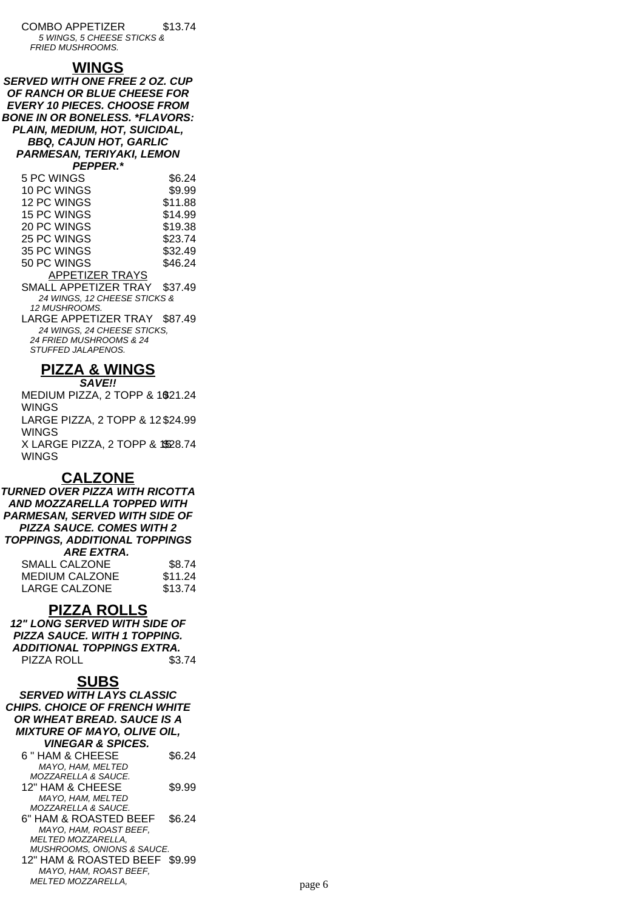COMBO APPETIZER $13.74
*5 WINGS, 5 CHEESE STICKS & FRIED MUSHROOMS.*

## WINGS

***SERVED WITH ONE FREE 2 OZ. CUP OF RANCH OR BLUE CHEESE FOR EVERY 10 PIECES. CHOOSE FROM BONE IN OR BONELESS. *FLAVORS: PLAIN, MEDIUM, HOT, SUICIDAL, BBQ, CAJUN HOT, GARLIC PARMESAN, TERIYAKI, LEMON PEPPER.****

| | |
|---|---|
| 5 PC WINGS | $6.24 |
| 10 PC WINGS | $9.99 |
| 12 PC WINGS | $11.88 |
| 15 PC WINGS | $14.99 |
| 20 PC WINGS | $19.38 |
| 25 PC WINGS | $23.74 |
| 35 PC WINGS | $32.49 |
| 50 PC WINGS | $46.24 |

APPETIZER TRAYS

SMALL APPETIZER TRAY $37.49
*24 WINGS, 12 CHEESE STICKS & 12 MUSHROOMS.*

LARGE APPETIZER TRAY $87.49
*24 WINGS, 24 CHEESE STICKS, 24 FRIED MUSHROOMS & 24 STUFFED JALAPENOS.*

## PIZZA & WINGS

***SAVE!!***

| | |
|---|---|
| MEDIUM PIZZA, 2 TOPP & 10 WINGS | $21.24 |
| LARGE PIZZA, 2 TOPP & 12 WINGS | $24.99 |
| X LARGE PIZZA, 2 TOPP & 15 WINGS | $28.74 |

## CALZONE

***TURNED OVER PIZZA WITH RICOTTA AND MOZZARELLA TOPPED WITH PARMESAN, SERVED WITH SIDE OF PIZZA SAUCE. COMES WITH 2 TOPPINGS, ADDITIONAL TOPPINGS ARE EXTRA.***

| | |
|---|---|
| SMALL CALZONE | $8.74 |
| MEDIUM CALZONE | $11.24 |
| LARGE CALZONE | $13.74 |

## PIZZA ROLLS

***12" LONG SERVED WITH SIDE OF PIZZA SAUCE. WITH 1 TOPPING. ADDITIONAL TOPPINGS EXTRA.***

PIZZA ROLL $3.74

## SUBS

***SERVED WITH LAYS CLASSIC CHIPS. CHOICE OF FRENCH WHITE OR WHEAT BREAD. SAUCE IS A MIXTURE OF MAYO, OLIVE OIL, VINEGAR & SPICES.***

6 " HAM & CHEESE $6.24
*MAYO, HAM, MELTED MOZZARELLA & SAUCE.*

12" HAM & CHEESE $9.99
*MAYO, HAM, MELTED MOZZARELLA & SAUCE.*

6" HAM & ROASTED BEEF $6.24
*MAYO, HAM, ROAST BEEF, MELTED MOZZARELLA, MUSHROOMS, ONIONS & SAUCE.*

12" HAM & ROASTED BEEF $9.99
*MAYO, HAM, ROAST BEEF, MELTED MOZZARELLA,*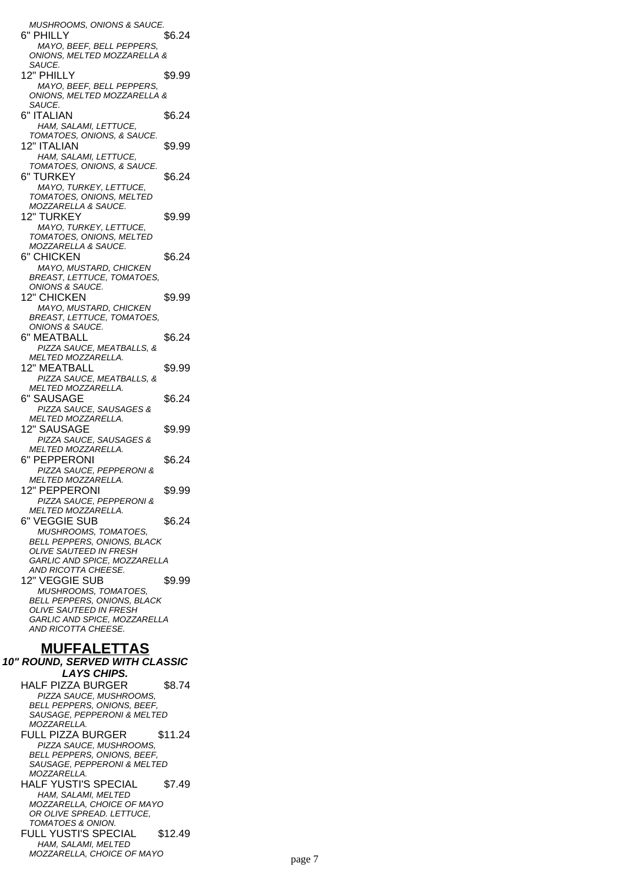*MUSHROOMS, ONIONS & SAUCE.*

6" PHILLY $6.24
*MAYO, BEEF, BELL PEPPERS, ONIONS, MELTED MOZZARELLA & SAUCE.*

12" PHILLY $9.99
*MAYO, BEEF, BELL PEPPERS, ONIONS, MELTED MOZZARELLA & SAUCE.*

6" ITALIAN $6.24
*HAM, SALAMI, LETTUCE, TOMATOES, ONIONS, & SAUCE.*

12" ITALIAN $9.99
*HAM, SALAMI, LETTUCE, TOMATOES, ONIONS, & SAUCE.*

6" TURKEY $6.24
*MAYO, TURKEY, LETTUCE, TOMATOES, ONIONS, MELTED MOZZARELLA & SAUCE.*

12" TURKEY $9.99
*MAYO, TURKEY, LETTUCE, TOMATOES, ONIONS, MELTED MOZZARELLA & SAUCE.*

6" CHICKEN $6.24
*MAYO, MUSTARD, CHICKEN BREAST, LETTUCE, TOMATOES, ONIONS & SAUCE.*

12" CHICKEN $9.99
*MAYO, MUSTARD, CHICKEN BREAST, LETTUCE, TOMATOES, ONIONS & SAUCE.*

6" MEATBALL $6.24
*PIZZA SAUCE, MEATBALLS, & MELTED MOZZARELLA.*

12" MEATBALL $9.99
*PIZZA SAUCE, MEATBALLS, & MELTED MOZZARELLA.*

6" SAUSAGE $6.24
*PIZZA SAUCE, SAUSAGES & MELTED MOZZARELLA.*

12" SAUSAGE $9.99
*PIZZA SAUCE, SAUSAGES & MELTED MOZZARELLA.*

6" PEPPERONI $6.24
*PIZZA SAUCE, PEPPERONI & MELTED MOZZARELLA.*

12" PEPPERONI $9.99
*PIZZA SAUCE, PEPPERONI & MELTED MOZZARELLA.*

6" VEGGIE SUB $6.24
*MUSHROOMS, TOMATOES, BELL PEPPERS, ONIONS, BLACK OLIVE SAUTEED IN FRESH GARLIC AND SPICE, MOZZARELLA AND RICOTTA CHEESE.*

12" VEGGIE SUB $9.99
*MUSHROOMS, TOMATOES, BELL PEPPERS, ONIONS, BLACK OLIVE SAUTEED IN FRESH GARLIC AND SPICE, MOZZARELLA AND RICOTTA CHEESE.*

## MUFFALETTAS

***10" ROUND, SERVED WITH CLASSIC LAYS CHIPS.***

HALF PIZZA BURGER $8.74
*PIZZA SAUCE, MUSHROOMS, BELL PEPPERS, ONIONS, BEEF, SAUSAGE, PEPPERONI & MELTED MOZZARELLA.*

FULL PIZZA BURGER $11.24
*PIZZA SAUCE, MUSHROOMS, BELL PEPPERS, ONIONS, BEEF, SAUSAGE, PEPPERONI & MELTED MOZZARELLA.*

HALF YUSTI'S SPECIAL $7.49
*HAM, SALAMI, MELTED MOZZARELLA, CHOICE OF MAYO OR OLIVE SPREAD. LETTUCE, TOMATOES & ONION.*

FULL YUSTI'S SPECIAL $12.49
*HAM, SALAMI, MELTED MOZZARELLA, CHOICE OF MAYO*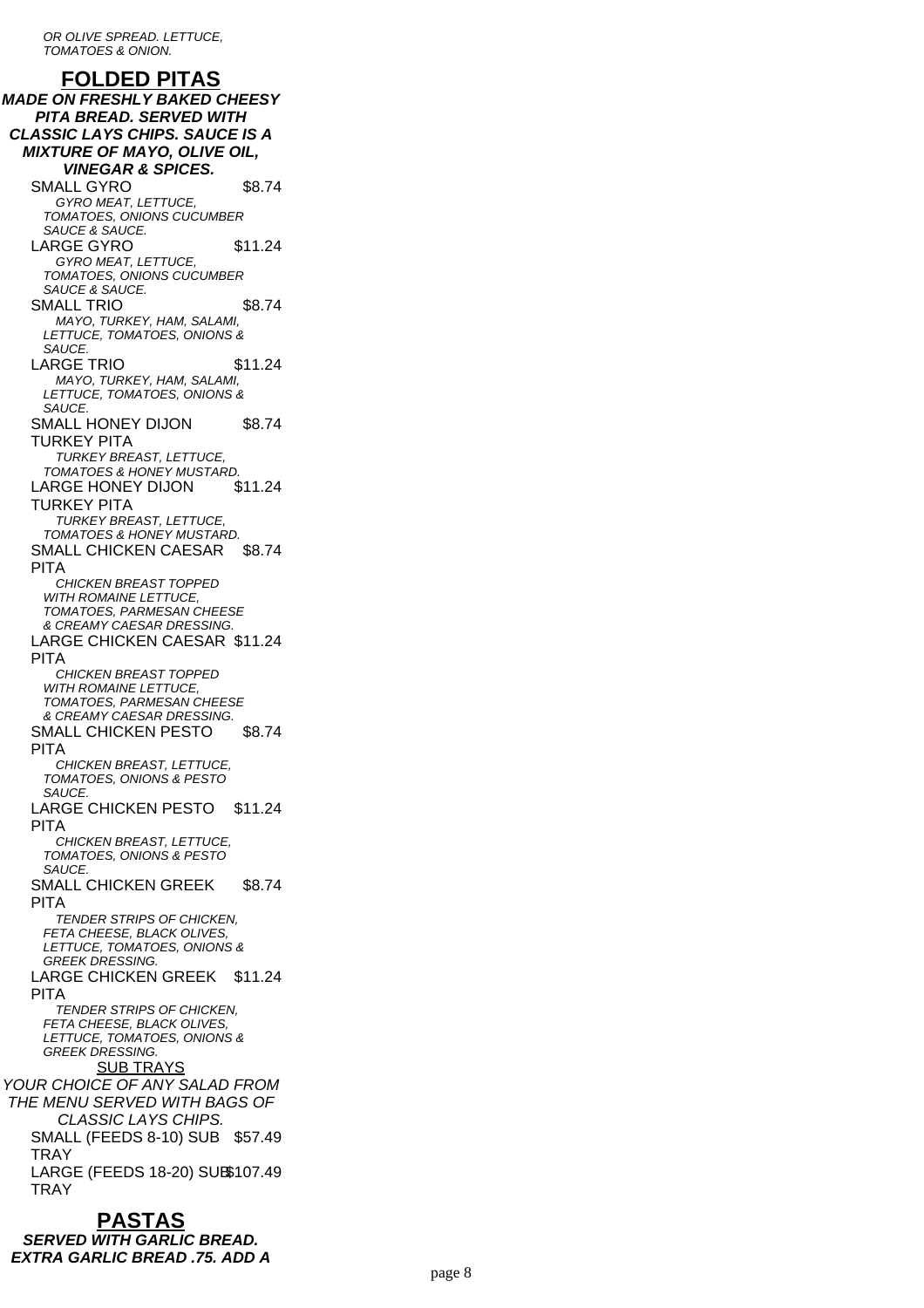*OR OLIVE SPREAD. LETTUCE, TOMATOES & ONION.*

## FOLDED PITAS

***MADE ON FRESHLY BAKED CHEESY PITA BREAD. SERVED WITH CLASSIC LAYS CHIPS. SAUCE IS A MIXTURE OF MAYO, OLIVE OIL, VINEGAR & SPICES.***

SMALL GYRO $8.74
*GYRO MEAT, LETTUCE, TOMATOES, ONIONS CUCUMBER SAUCE & SAUCE.*

LARGE GYRO $11.24
*GYRO MEAT, LETTUCE, TOMATOES, ONIONS CUCUMBER SAUCE & SAUCE.*

SMALL TRIO $8.74
*MAYO, TURKEY, HAM, SALAMI, LETTUCE, TOMATOES, ONIONS & SAUCE.*

LARGE TRIO $11.24
*MAYO, TURKEY, HAM, SALAMI, LETTUCE, TOMATOES, ONIONS & SAUCE.*

SMALL HONEY DIJON TURKEY PITA $8.74
*TURKEY BREAST, LETTUCE, TOMATOES & HONEY MUSTARD.*

LARGE HONEY DIJON TURKEY PITA $11.24
*TURKEY BREAST, LETTUCE, TOMATOES & HONEY MUSTARD.*

SMALL CHICKEN CAESAR PITA $8.74
*CHICKEN BREAST TOPPED WITH ROMAINE LETTUCE, TOMATOES, PARMESAN CHEESE & CREAMY CAESAR DRESSING.*

LARGE CHICKEN CAESAR PITA $11.24
*CHICKEN BREAST TOPPED WITH ROMAINE LETTUCE, TOMATOES, PARMESAN CHEESE & CREAMY CAESAR DRESSING.*

SMALL CHICKEN PESTO PITA $8.74
*CHICKEN BREAST, LETTUCE, TOMATOES, ONIONS & PESTO SAUCE.*

LARGE CHICKEN PESTO PITA $11.24
*CHICKEN BREAST, LETTUCE, TOMATOES, ONIONS & PESTO SAUCE.*

SMALL CHICKEN GREEK PITA $8.74
*TENDER STRIPS OF CHICKEN, FETA CHEESE, BLACK OLIVES, LETTUCE, TOMATOES, ONIONS & GREEK DRESSING.*

LARGE CHICKEN GREEK PITA $11.24
*TENDER STRIPS OF CHICKEN, FETA CHEESE, BLACK OLIVES, LETTUCE, TOMATOES, ONIONS & GREEK DRESSING.*

### SUB TRAYS

*YOUR CHOICE OF ANY SALAD FROM THE MENU SERVED WITH BAGS OF CLASSIC LAYS CHIPS.*

SMALL (FEEDS 8-10) SUB TRAY $57.49

LARGE (FEEDS 18-20) SUB TRAY $107.49

## PASTAS

***SERVED WITH GARLIC BREAD. EXTRA GARLIC BREAD .75. ADD A***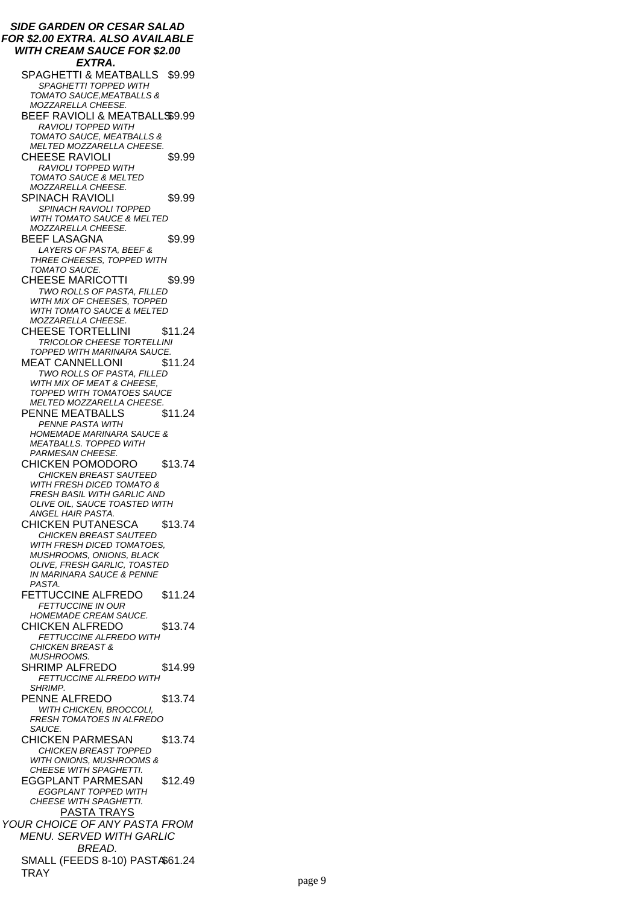***SIDE GARDEN OR CESAR SALAD FOR $2.00 EXTRA. ALSO AVAILABLE WITH CREAM SAUCE FOR $2.00 EXTRA.***

SPAGHETTI & MEATBALLS $9.99
*SPAGHETTI TOPPED WITH TOMATO SAUCE,MEATBALLS & MOZZARELLA CHEESE.*

BEEF RAVIOLI & MEATBALLS $9.99
*RAVIOLI TOPPED WITH TOMATO SAUCE, MEATBALLS & MELTED MOZZARELLA CHEESE.*

CHEESE RAVIOLI $9.99
*RAVIOLI TOPPED WITH TOMATO SAUCE & MELTED MOZZARELLA CHEESE.*

SPINACH RAVIOLI $9.99
*SPINACH RAVIOLI TOPPED WITH TOMATO SAUCE & MELTED MOZZARELLA CHEESE.*

BEEF LASAGNA $9.99
*LAYERS OF PASTA, BEEF & THREE CHEESES, TOPPED WITH TOMATO SAUCE.*

CHEESE MARICOTTI $9.99
*TWO ROLLS OF PASTA, FILLED WITH MIX OF CHEESES, TOPPED WITH TOMATO SAUCE & MELTED MOZZARELLA CHEESE.*

CHEESE TORTELLINI $11.24
*TRICOLOR CHEESE TORTELLINI TOPPED WITH MARINARA SAUCE.*

MEAT CANNELLONI $11.24
*TWO ROLLS OF PASTA, FILLED WITH MIX OF MEAT & CHEESE, TOPPED WITH TOMATOES SAUCE MELTED MOZZARELLA CHEESE.*

PENNE MEATBALLS $11.24
*PENNE PASTA WITH HOMEMADE MARINARA SAUCE & MEATBALLS. TOPPED WITH PARMESAN CHEESE.*

CHICKEN POMODORO $13.74
*CHICKEN BREAST SAUTEED WITH FRESH DICED TOMATO & FRESH BASIL WITH GARLIC AND OLIVE OIL, SAUCE TOASTED WITH ANGEL HAIR PASTA.*

CHICKEN PUTANESCA $13.74
*CHICKEN BREAST SAUTEED WITH FRESH DICED TOMATOES, MUSHROOMS, ONIONS, BLACK OLIVE, FRESH GARLIC, TOASTED IN MARINARA SAUCE & PENNE PASTA.*

FETTUCCINE ALFREDO $11.24
*FETTUCCINE IN OUR HOMEMADE CREAM SAUCE.*

CHICKEN ALFREDO $13.74
*FETTUCCINE ALFREDO WITH CHICKEN BREAST & MUSHROOMS.*

SHRIMP ALFREDO $14.99
*FETTUCCINE ALFREDO WITH SHRIMP.*

PENNE ALFREDO $13.74
*WITH CHICKEN, BROCCOLI, FRESH TOMATOES IN ALFREDO SAUCE.*

CHICKEN PARMESAN $13.74
*CHICKEN BREAST TOPPED WITH ONIONS, MUSHROOMS & CHEESE WITH SPAGHETTI.*

EGGPLANT PARMESAN $12.49
*EGGPLANT TOPPED WITH CHEESE WITH SPAGHETTI.*

## PASTA TRAYS

*YOUR CHOICE OF ANY PASTA FROM MENU. SERVED WITH GARLIC BREAD.*

SMALL (FEEDS 8-10) PASTA TRAY $61.24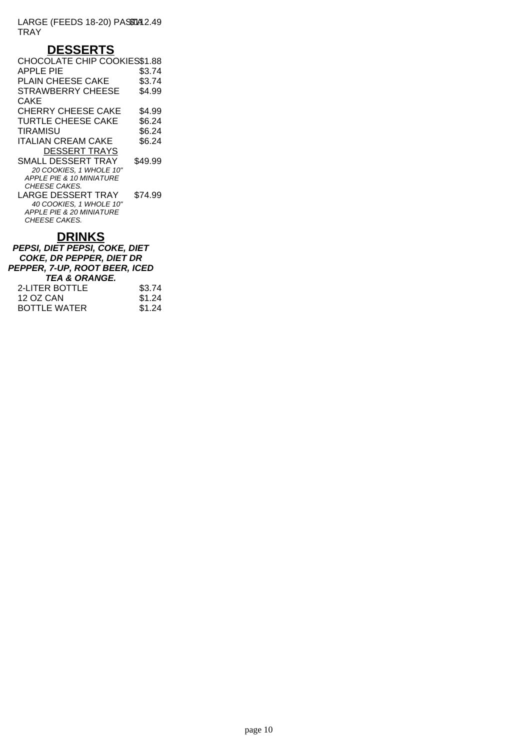| | |
|---|---|
| LARGE (FEEDS 18-20) PASTA TRAY | $112.49 |

## DESSERTS

| | |
|---|---|
| CHOCOLATE CHIP COOKIES | $1.88 |
| APPLE PIE | $3.74 |
| PLAIN CHEESE CAKE | $3.74 |
| STRAWBERRY CHEESE CAKE | $4.99 |
| CHERRY CHEESE CAKE | $4.99 |
| TURTLE CHEESE CAKE | $6.24 |
| TIRAMISU | $6.24 |
| ITALIAN CREAM CAKE | $6.24 |

### DESSERT TRAYS

| | |
|---|---|
| SMALL DESSERT TRAY<br>*20 COOKIES, 1 WHOLE 10" APPLE PIE & 10 MINIATURE CHEESE CAKES.* | $49.99 |
| LARGE DESSERT TRAY<br>*40 COOKIES, 1 WHOLE 10" APPLE PIE & 20 MINIATURE CHEESE CAKES.* | $74.99 |

## DRINKS

***PEPSI, DIET PEPSI, COKE, DIET COKE, DR PEPPER, DIET DR PEPPER, 7-UP, ROOT BEER, ICED TEA & ORANGE.***

| | |
|---|---|
| 2-LITER BOTTLE | $3.74 |
| 12 OZ CAN | $1.24 |
| BOTTLE WATER | $1.24 |